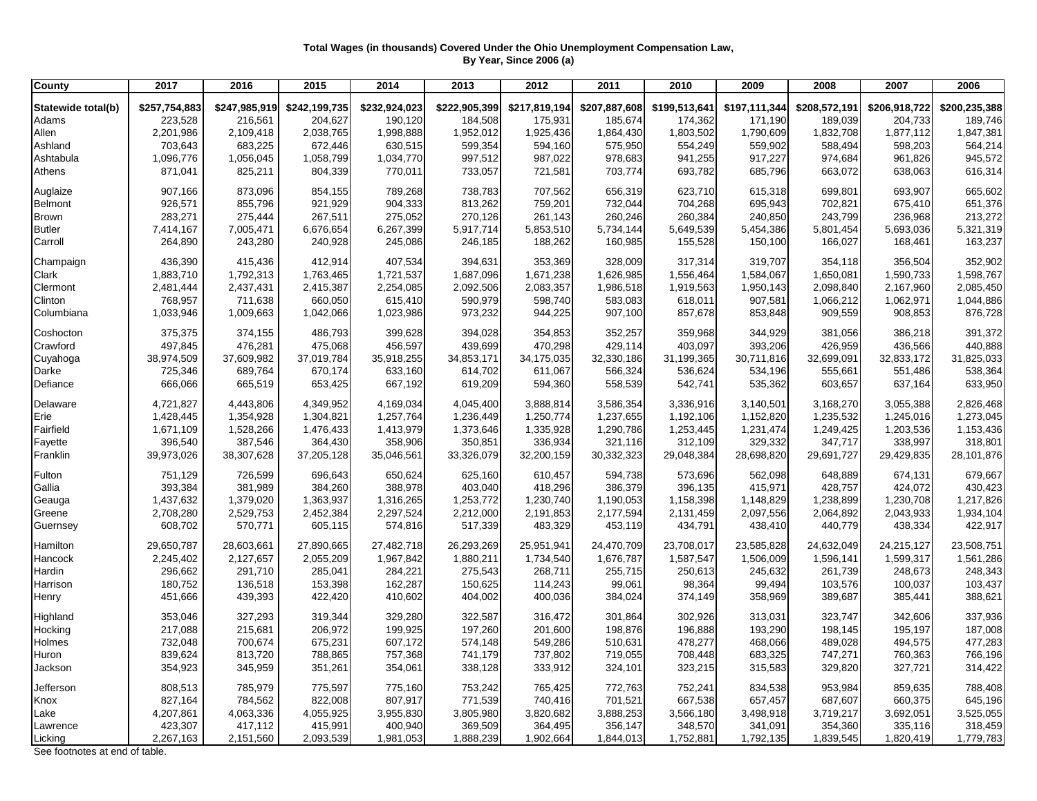**Total Wages (in thousands) Covered Under the Ohio Unemployment Compensation Law, By Year, Since 2006 (a)**

| County | 2017 | 2016 | 2015 | 2014 | 2013 | 2012 | 2011 | 2010 | 2009 | 2008 | 2007 | 2006 |
|---|---|---|---|---|---|---|---|---|---|---|---|---|
| **Statewide total(b)** | **$257,754,883** | **$247,985,919** | **$242,199,735** | **$232,924,023** | **$222,905,399** | **$217,819,194** | **$207,887,608** | **$199,513,641** | **$197,111,344** | **$208,572,191** | **$206,918,722** | **$200,235,388** |
| Adams | 223,528 | 216,561 | 204,627 | 190,120 | 184,508 | 175,931 | 185,674 | 174,362 | 171,190 | 189,039 | 204,733 | 189,746 |
| Allen | 2,201,986 | 2,109,418 | 2,038,765 | 1,998,888 | 1,952,012 | 1,925,436 | 1,864,430 | 1,803,502 | 1,790,609 | 1,832,708 | 1,877,112 | 1,847,381 |
| Ashland | 703,643 | 683,225 | 672,446 | 630,515 | 599,354 | 594,160 | 575,950 | 554,249 | 559,902 | 588,494 | 598,203 | 564,214 |
| Ashtabula | 1,096,776 | 1,056,045 | 1,058,799 | 1,034,770 | 997,512 | 987,022 | 978,683 | 941,255 | 917,227 | 974,684 | 961,826 | 945,572 |
| Athens | 871,041 | 825,211 | 804,339 | 770,011 | 733,057 | 721,581 | 703,774 | 693,782 | 685,796 | 663,072 | 638,063 | 616,314 |
| Auglaize | 907,166 | 873,096 | 854,155 | 789,268 | 738,783 | 707,562 | 656,319 | 623,710 | 615,318 | 699,801 | 693,907 | 665,602 |
| Belmont | 926,571 | 855,796 | 921,929 | 904,333 | 813,262 | 759,201 | 732,044 | 704,268 | 695,943 | 702,821 | 675,410 | 651,376 |
| Brown | 283,271 | 275,444 | 267,511 | 275,052 | 270,126 | 261,143 | 260,246 | 260,384 | 240,850 | 243,799 | 236,968 | 213,272 |
| Butler | 7,414,167 | 7,005,471 | 6,676,654 | 6,267,399 | 5,917,714 | 5,853,510 | 5,734,144 | 5,649,539 | 5,454,386 | 5,801,454 | 5,693,036 | 5,321,319 |
| Carroll | 264,890 | 243,280 | 240,928 | 245,086 | 246,185 | 188,262 | 160,985 | 155,528 | 150,100 | 166,027 | 168,461 | 163,237 |
| Champaign | 436,390 | 415,436 | 412,914 | 407,534 | 394,631 | 353,369 | 328,009 | 317,314 | 319,707 | 354,118 | 356,504 | 352,902 |
| Clark | 1,883,710 | 1,792,313 | 1,763,465 | 1,721,537 | 1,687,096 | 1,671,238 | 1,626,985 | 1,556,464 | 1,584,067 | 1,650,081 | 1,590,733 | 1,598,767 |
| Clermont | 2,481,444 | 2,437,431 | 2,415,387 | 2,254,085 | 2,092,506 | 2,083,357 | 1,986,518 | 1,919,563 | 1,950,143 | 2,098,840 | 2,167,960 | 2,085,450 |
| Clinton | 768,957 | 711,638 | 660,050 | 615,410 | 590,979 | 598,740 | 583,083 | 618,011 | 907,581 | 1,066,212 | 1,062,971 | 1,044,886 |
| Columbiana | 1,033,946 | 1,009,663 | 1,042,066 | 1,023,986 | 973,232 | 944,225 | 907,100 | 857,678 | 853,848 | 909,559 | 908,853 | 876,728 |
| Coshocton | 375,375 | 374,155 | 486,793 | 399,628 | 394,028 | 354,853 | 352,257 | 359,968 | 344,929 | 381,056 | 386,218 | 391,372 |
| Crawford | 497,845 | 476,281 | 475,068 | 456,597 | 439,699 | 470,298 | 429,114 | 403,097 | 393,206 | 426,959 | 436,566 | 440,888 |
| Cuyahoga | 38,974,509 | 37,609,982 | 37,019,784 | 35,918,255 | 34,853,171 | 34,175,035 | 32,330,186 | 31,199,365 | 30,711,816 | 32,699,091 | 32,833,172 | 31,825,033 |
| Darke | 725,346 | 689,764 | 670,174 | 633,160 | 614,702 | 611,067 | 566,324 | 536,624 | 534,196 | 555,661 | 551,486 | 538,364 |
| Defiance | 666,066 | 665,519 | 653,425 | 667,192 | 619,209 | 594,360 | 558,539 | 542,741 | 535,362 | 603,657 | 637,164 | 633,950 |
| Delaware | 4,721,827 | 4,443,806 | 4,349,952 | 4,169,034 | 4,045,400 | 3,888,814 | 3,586,354 | 3,336,916 | 3,140,501 | 3,168,270 | 3,055,388 | 2,826,468 |
| Erie | 1,428,445 | 1,354,928 | 1,304,821 | 1,257,764 | 1,236,449 | 1,250,774 | 1,237,655 | 1,192,106 | 1,152,820 | 1,235,532 | 1,245,016 | 1,273,045 |
| Fairfield | 1,671,109 | 1,528,266 | 1,476,433 | 1,413,979 | 1,373,646 | 1,335,928 | 1,290,786 | 1,253,445 | 1,231,474 | 1,249,425 | 1,203,536 | 1,153,436 |
| Fayette | 396,540 | 387,546 | 364,430 | 358,906 | 350,851 | 336,934 | 321,116 | 312,109 | 329,332 | 347,717 | 338,997 | 318,801 |
| Franklin | 39,973,026 | 38,307,628 | 37,205,128 | 35,046,561 | 33,326,079 | 32,200,159 | 30,332,323 | 29,048,384 | 28,698,820 | 29,691,727 | 29,429,835 | 28,101,876 |
| Fulton | 751,129 | 726,599 | 696,643 | 650,624 | 625,160 | 610,457 | 594,738 | 573,696 | 562,098 | 648,889 | 674,131 | 679,667 |
| Gallia | 393,384 | 381,989 | 384,260 | 388,978 | 403,040 | 418,296 | 386,379 | 396,135 | 415,971 | 428,757 | 424,072 | 430,423 |
| Geauga | 1,437,632 | 1,379,020 | 1,363,937 | 1,316,265 | 1,253,772 | 1,230,740 | 1,190,053 | 1,158,398 | 1,148,829 | 1,238,899 | 1,230,708 | 1,217,826 |
| Greene | 2,708,280 | 2,529,753 | 2,452,384 | 2,297,524 | 2,212,000 | 2,191,853 | 2,177,594 | 2,131,459 | 2,097,556 | 2,064,892 | 2,043,933 | 1,934,104 |
| Guernsey | 608,702 | 570,771 | 605,115 | 574,816 | 517,339 | 483,329 | 453,119 | 434,791 | 438,410 | 440,779 | 438,334 | 422,917 |
| Hamilton | 29,650,787 | 28,603,661 | 27,890,665 | 27,482,718 | 26,293,269 | 25,951,941 | 24,470,709 | 23,708,017 | 23,585,828 | 24,632,049 | 24,215,127 | 23,508,751 |
| Hancock | 2,245,402 | 2,127,657 | 2,055,209 | 1,967,842 | 1,880,211 | 1,734,540 | 1,676,787 | 1,587,547 | 1,506,009 | 1,596,141 | 1,599,317 | 1,561,286 |
| Hardin | 296,662 | 291,710 | 285,041 | 284,221 | 275,543 | 268,711 | 255,715 | 250,613 | 245,632 | 261,739 | 248,673 | 248,343 |
| Harrison | 180,752 | 136,518 | 153,398 | 162,287 | 150,625 | 114,243 | 99,061 | 98,364 | 99,494 | 103,576 | 100,037 | 103,437 |
| Henry | 451,666 | 439,393 | 422,420 | 410,602 | 404,002 | 400,036 | 384,024 | 374,149 | 358,969 | 389,687 | 385,441 | 388,621 |
| Highland | 353,046 | 327,293 | 319,344 | 329,280 | 322,587 | 316,472 | 301,864 | 302,926 | 313,031 | 323,747 | 342,606 | 337,936 |
| Hocking | 217,088 | 215,681 | 206,972 | 199,925 | 197,260 | 201,600 | 198,876 | 196,888 | 193,290 | 198,145 | 195,197 | 187,008 |
| Holmes | 732,048 | 700,674 | 675,231 | 607,172 | 574,148 | 549,286 | 510,631 | 478,277 | 468,066 | 489,028 | 494,575 | 477,283 |
| Huron | 839,624 | 813,720 | 788,865 | 757,368 | 741,179 | 737,802 | 719,055 | 708,448 | 683,325 | 747,271 | 760,363 | 766,196 |
| Jackson | 354,923 | 345,959 | 351,261 | 354,061 | 338,128 | 333,912 | 324,101 | 323,215 | 315,583 | 329,820 | 327,721 | 314,422 |
| Jefferson | 808,513 | 785,979 | 775,597 | 775,160 | 753,242 | 765,425 | 772,763 | 752,241 | 834,538 | 953,984 | 859,635 | 788,408 |
| Knox | 827,164 | 784,562 | 822,008 | 807,917 | 771,539 | 740,416 | 701,521 | 667,538 | 657,457 | 687,607 | 660,375 | 645,196 |
| Lake | 4,207,861 | 4,063,336 | 4,055,925 | 3,955,830 | 3,805,980 | 3,820,682 | 3,888,253 | 3,566,180 | 3,498,918 | 3,719,217 | 3,692,051 | 3,525,055 |
| Lawrence | 423,307 | 417,112 | 415,991 | 400,940 | 369,509 | 364,495 | 356,147 | 348,570 | 341,091 | 354,360 | 335,116 | 318,459 |
| Licking | 2,267,163 | 2,151,560 | 2,093,539 | 1,981,053 | 1,888,239 | 1,902,664 | 1,844,013 | 1,752,881 | 1,792,135 | 1,839,545 | 1,820,419 | 1,779,783 |

See footnotes at end of table.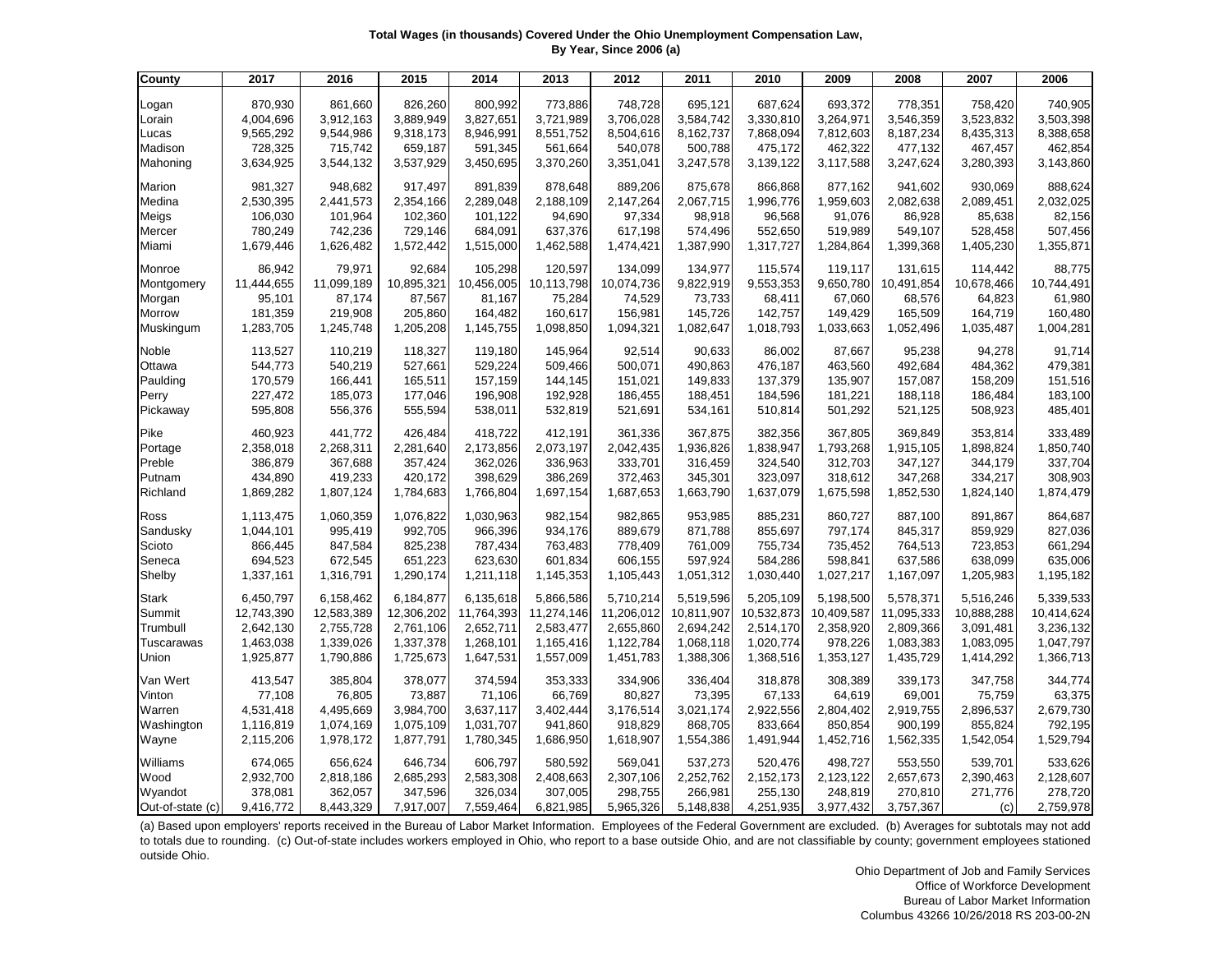**Total Wages (in thousands) Covered Under the Ohio Unemployment Compensation Law, By Year, Since 2006 (a)**

| County | 2017 | 2016 | 2015 | 2014 | 2013 | 2012 | 2011 | 2010 | 2009 | 2008 | 2007 | 2006 |
|---|---|---|---|---|---|---|---|---|---|---|---|---|
| Logan | 870,930 | 861,660 | 826,260 | 800,992 | 773,886 | 748,728 | 695,121 | 687,624 | 693,372 | 778,351 | 758,420 | 740,905 |
| Lorain | 4,004,696 | 3,912,163 | 3,889,949 | 3,827,651 | 3,721,989 | 3,706,028 | 3,584,742 | 3,330,810 | 3,264,971 | 3,546,359 | 3,523,832 | 3,503,398 |
| Lucas | 9,565,292 | 9,544,986 | 9,318,173 | 8,946,991 | 8,551,752 | 8,504,616 | 8,162,737 | 7,868,094 | 7,812,603 | 8,187,234 | 8,435,313 | 8,388,658 |
| Madison | 728,325 | 715,742 | 659,187 | 591,345 | 561,664 | 540,078 | 500,788 | 475,172 | 462,322 | 477,132 | 467,457 | 462,854 |
| Mahoning | 3,634,925 | 3,544,132 | 3,537,929 | 3,450,695 | 3,370,260 | 3,351,041 | 3,247,578 | 3,139,122 | 3,117,588 | 3,247,624 | 3,280,393 | 3,143,860 |
| Marion | 981,327 | 948,682 | 917,497 | 891,839 | 878,648 | 889,206 | 875,678 | 866,868 | 877,162 | 941,602 | 930,069 | 888,624 |
| Medina | 2,530,395 | 2,441,573 | 2,354,166 | 2,289,048 | 2,188,109 | 2,147,264 | 2,067,715 | 1,996,776 | 1,959,603 | 2,082,638 | 2,089,451 | 2,032,025 |
| Meigs | 106,030 | 101,964 | 102,360 | 101,122 | 94,690 | 97,334 | 98,918 | 96,568 | 91,076 | 86,928 | 85,638 | 82,156 |
| Mercer | 780,249 | 742,236 | 729,146 | 684,091 | 637,376 | 617,198 | 574,496 | 552,650 | 519,989 | 549,107 | 528,458 | 507,456 |
| Miami | 1,679,446 | 1,626,482 | 1,572,442 | 1,515,000 | 1,462,588 | 1,474,421 | 1,387,990 | 1,317,727 | 1,284,864 | 1,399,368 | 1,405,230 | 1,355,871 |
| Monroe | 86,942 | 79,971 | 92,684 | 105,298 | 120,597 | 134,099 | 134,977 | 115,574 | 119,117 | 131,615 | 114,442 | 88,775 |
| Montgomery | 11,444,655 | 11,099,189 | 10,895,321 | 10,456,005 | 10,113,798 | 10,074,736 | 9,822,919 | 9,553,353 | 9,650,780 | 10,491,854 | 10,678,466 | 10,744,491 |
| Morgan | 95,101 | 87,174 | 87,567 | 81,167 | 75,284 | 74,529 | 73,733 | 68,411 | 67,060 | 68,576 | 64,823 | 61,980 |
| Morrow | 181,359 | 219,908 | 205,860 | 164,482 | 160,617 | 156,981 | 145,726 | 142,757 | 149,429 | 165,509 | 164,719 | 160,480 |
| Muskingum | 1,283,705 | 1,245,748 | 1,205,208 | 1,145,755 | 1,098,850 | 1,094,321 | 1,082,647 | 1,018,793 | 1,033,663 | 1,052,496 | 1,035,487 | 1,004,281 |
| Noble | 113,527 | 110,219 | 118,327 | 119,180 | 145,964 | 92,514 | 90,633 | 86,002 | 87,667 | 95,238 | 94,278 | 91,714 |
| Ottawa | 544,773 | 540,219 | 527,661 | 529,224 | 509,466 | 500,071 | 490,863 | 476,187 | 463,560 | 492,684 | 484,362 | 479,381 |
| Paulding | 170,579 | 166,441 | 165,511 | 157,159 | 144,145 | 151,021 | 149,833 | 137,379 | 135,907 | 157,087 | 158,209 | 151,516 |
| Perry | 227,472 | 185,073 | 177,046 | 196,908 | 192,928 | 186,455 | 188,451 | 184,596 | 181,221 | 188,118 | 186,484 | 183,100 |
| Pickaway | 595,808 | 556,376 | 555,594 | 538,011 | 532,819 | 521,691 | 534,161 | 510,814 | 501,292 | 521,125 | 508,923 | 485,401 |
| Pike | 460,923 | 441,772 | 426,484 | 418,722 | 412,191 | 361,336 | 367,875 | 382,356 | 367,805 | 369,849 | 353,814 | 333,489 |
| Portage | 2,358,018 | 2,268,311 | 2,281,640 | 2,173,856 | 2,073,197 | 2,042,435 | 1,936,826 | 1,838,947 | 1,793,268 | 1,915,105 | 1,898,824 | 1,850,740 |
| Preble | 386,879 | 367,688 | 357,424 | 362,026 | 336,963 | 333,701 | 316,459 | 324,540 | 312,703 | 347,127 | 344,179 | 337,704 |
| Putnam | 434,890 | 419,233 | 420,172 | 398,629 | 386,269 | 372,463 | 345,301 | 323,097 | 318,612 | 347,268 | 334,217 | 308,903 |
| Richland | 1,869,282 | 1,807,124 | 1,784,683 | 1,766,804 | 1,697,154 | 1,687,653 | 1,663,790 | 1,637,079 | 1,675,598 | 1,852,530 | 1,824,140 | 1,874,479 |
| Ross | 1,113,475 | 1,060,359 | 1,076,822 | 1,030,963 | 982,154 | 982,865 | 953,985 | 885,231 | 860,727 | 887,100 | 891,867 | 864,687 |
| Sandusky | 1,044,101 | 995,419 | 992,705 | 966,396 | 934,176 | 889,679 | 871,788 | 855,697 | 797,174 | 845,317 | 859,929 | 827,036 |
| Scioto | 866,445 | 847,584 | 825,238 | 787,434 | 763,483 | 778,409 | 761,009 | 755,734 | 735,452 | 764,513 | 723,853 | 661,294 |
| Seneca | 694,523 | 672,545 | 651,223 | 623,630 | 601,834 | 606,155 | 597,924 | 584,286 | 598,841 | 637,586 | 638,099 | 635,006 |
| Shelby | 1,337,161 | 1,316,791 | 1,290,174 | 1,211,118 | 1,145,353 | 1,105,443 | 1,051,312 | 1,030,440 | 1,027,217 | 1,167,097 | 1,205,983 | 1,195,182 |
| Stark | 6,450,797 | 6,158,462 | 6,184,877 | 6,135,618 | 5,866,586 | 5,710,214 | 5,519,596 | 5,205,109 | 5,198,500 | 5,578,371 | 5,516,246 | 5,339,533 |
| Summit | 12,743,390 | 12,583,389 | 12,306,202 | 11,764,393 | 11,274,146 | 11,206,012 | 10,811,907 | 10,532,873 | 10,409,587 | 11,095,333 | 10,888,288 | 10,414,624 |
| Trumbull | 2,642,130 | 2,755,728 | 2,761,106 | 2,652,711 | 2,583,477 | 2,655,860 | 2,694,242 | 2,514,170 | 2,358,920 | 2,809,366 | 3,091,481 | 3,236,132 |
| Tuscarawas | 1,463,038 | 1,339,026 | 1,337,378 | 1,268,101 | 1,165,416 | 1,122,784 | 1,068,118 | 1,020,774 | 978,226 | 1,083,383 | 1,083,095 | 1,047,797 |
| Union | 1,925,877 | 1,790,886 | 1,725,673 | 1,647,531 | 1,557,009 | 1,451,783 | 1,388,306 | 1,368,516 | 1,353,127 | 1,435,729 | 1,414,292 | 1,366,713 |
| Van Wert | 413,547 | 385,804 | 378,077 | 374,594 | 353,333 | 334,906 | 336,404 | 318,878 | 308,389 | 339,173 | 347,758 | 344,774 |
| Vinton | 77,108 | 76,805 | 73,887 | 71,106 | 66,769 | 80,827 | 73,395 | 67,133 | 64,619 | 69,001 | 75,759 | 63,375 |
| Warren | 4,531,418 | 4,495,669 | 3,984,700 | 3,637,117 | 3,402,444 | 3,176,514 | 3,021,174 | 2,922,556 | 2,804,402 | 2,919,755 | 2,896,537 | 2,679,730 |
| Washington | 1,116,819 | 1,074,169 | 1,075,109 | 1,031,707 | 941,860 | 918,829 | 868,705 | 833,664 | 850,854 | 900,199 | 855,824 | 792,195 |
| Wayne | 2,115,206 | 1,978,172 | 1,877,791 | 1,780,345 | 1,686,950 | 1,618,907 | 1,554,386 | 1,491,944 | 1,452,716 | 1,562,335 | 1,542,054 | 1,529,794 |
| Williams | 674,065 | 656,624 | 646,734 | 606,797 | 580,592 | 569,041 | 537,273 | 520,476 | 498,727 | 553,550 | 539,701 | 533,626 |
| Wood | 2,932,700 | 2,818,186 | 2,685,293 | 2,583,308 | 2,408,663 | 2,307,106 | 2,252,762 | 2,152,173 | 2,123,122 | 2,657,673 | 2,390,463 | 2,128,607 |
| Wyandot | 378,081 | 362,057 | 347,596 | 326,034 | 307,005 | 298,755 | 266,981 | 255,130 | 248,819 | 270,810 | 271,776 | 278,720 |
| Out-of-state (c) | 9,416,772 | 8,443,329 | 7,917,007 | 7,559,464 | 6,821,985 | 5,965,326 | 5,148,838 | 4,251,935 | 3,977,432 | 3,757,367 | (c) | 2,759,978 |

(a) Based upon employers' reports received in the Bureau of Labor Market Information. Employees of the Federal Government are excluded. (b) Averages for subtotals may not add to totals due to rounding. (c) Out-of-state includes workers employed in Ohio, who report to a base outside Ohio, and are not classifiable by county; government employees stationed outside Ohio.

Ohio Department of Job and Family Services
Office of Workforce Development
Bureau of Labor Market Information
Columbus 43266 10/26/2018 RS 203-00-2N